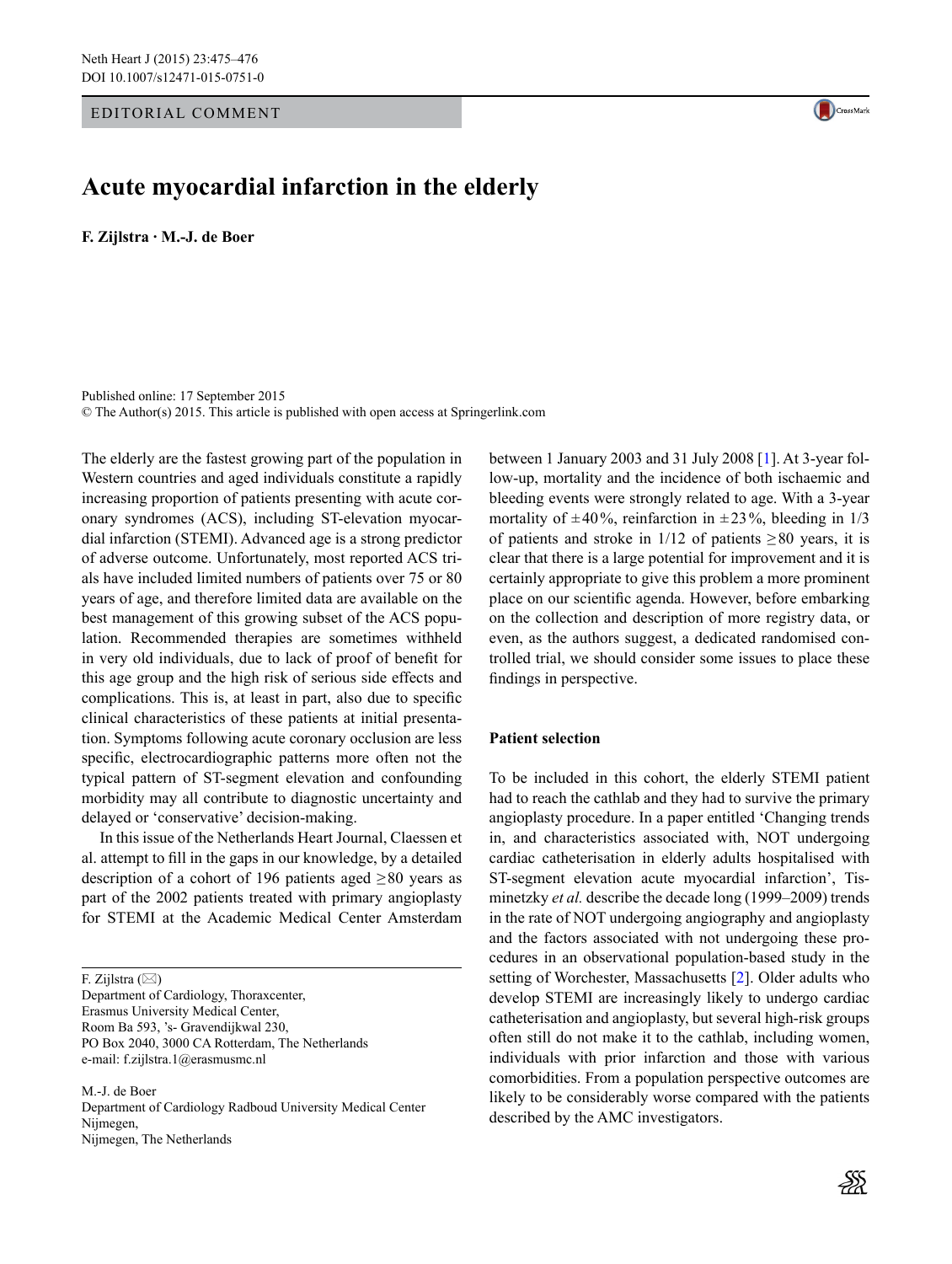EDITORIAL COMMENT

# Acute myocardial infarction in the elderly

**F. Zijlstra · M.-J. de Boer**

Published online: 17 September 2015
© The Author(s) 2015. This article is published with open access at Springerlink.com

F. Zijlstra (✉)
Department of Cardiology, Thoraxcenter,
Erasmus University Medical Center,
Room Ba 593, 's- Gravendijkwal 230,
PO Box 2040, 3000 CA Rotterdam, The Netherlands
e-mail: f.zijlstra.1@erasmusmc.nl

M.-J. de Boer
Department of Cardiology Radboud University Medical Center
Nijmegen,
Nijmegen, The Netherlands

The elderly are the fastest growing part of the population in Western countries and aged individuals constitute a rapidly increasing proportion of patients presenting with acute coronary syndromes (ACS), including ST-elevation myocardial infarction (STEMI). Advanced age is a strong predictor of adverse outcome. Unfortunately, most reported ACS trials have included limited numbers of patients over 75 or 80 years of age, and therefore limited data are available on the best management of this growing subset of the ACS population. Recommended therapies are sometimes withheld in very old individuals, due to lack of proof of benefit for this age group and the high risk of serious side effects and complications. This is, at least in part, also due to specific clinical characteristics of these patients at initial presentation. Symptoms following acute coronary occlusion are less specific, electrocardiographic patterns more often not the typical pattern of ST-segment elevation and confounding morbidity may all contribute to diagnostic uncertainty and delayed or 'conservative' decision-making.

In this issue of the Netherlands Heart Journal, Claessen et al. attempt to fill in the gaps in our knowledge, by a detailed description of a cohort of 196 patients aged ≥80 years as part of the 2002 patients treated with primary angioplasty for STEMI at the Academic Medical Center Amsterdam between 1 January 2003 and 31 July 2008 [1]. At 3-year follow-up, mortality and the incidence of both ischaemic and bleeding events were strongly related to age. With a 3-year mortality of ±40%, reinfarction in ±23%, bleeding in 1/3 of patients and stroke in 1/12 of patients ≥80 years, it is clear that there is a large potential for improvement and it is certainly appropriate to give this problem a more prominent place on our scientific agenda. However, before embarking on the collection and description of more registry data, or even, as the authors suggest, a dedicated randomised controlled trial, we should consider some issues to place these findings in perspective.

## Patient selection

To be included in this cohort, the elderly STEMI patient had to reach the cathlab and they had to survive the primary angioplasty procedure. In a paper entitled 'Changing trends in, and characteristics associated with, NOT undergoing cardiac catheterisation in elderly adults hospitalised with ST-segment elevation acute myocardial infarction', Tisminetzky *et al.* describe the decade long (1999–2009) trends in the rate of NOT undergoing angiography and angioplasty and the factors associated with not undergoing these procedures in an observational population-based study in the setting of Worchester, Massachusetts [2]. Older adults who develop STEMI are increasingly likely to undergo cardiac catheterisation and angioplasty, but several high-risk groups often still do not make it to the cathlab, including women, individuals with prior infarction and those with various comorbidities. From a population perspective outcomes are likely to be considerably worse compared with the patients described by the AMC investigators.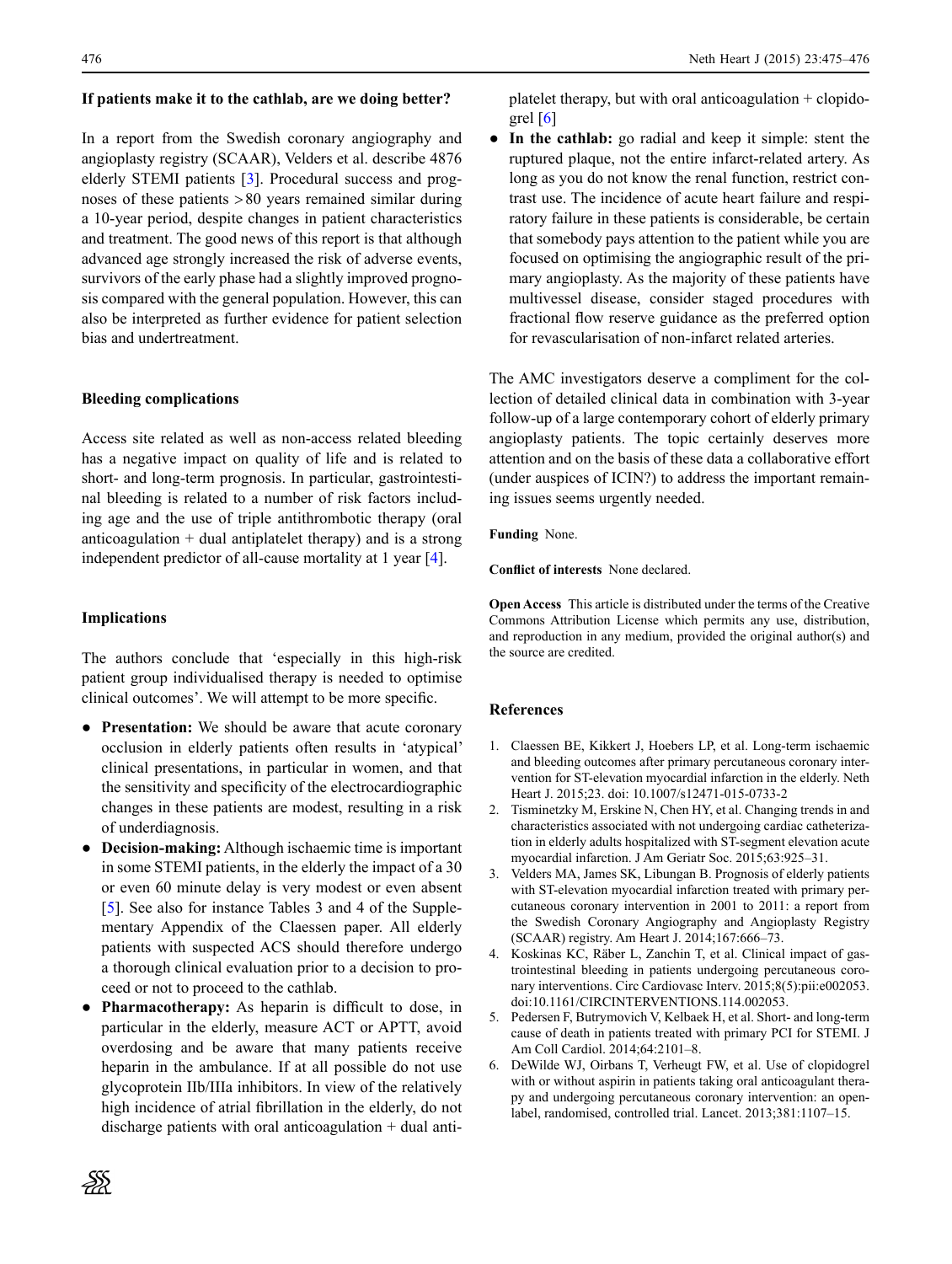### If patients make it to the cathlab, are we doing better?

In a report from the Swedish coronary angiography and angioplasty registry (SCAAR), Velders et al. describe 4876 elderly STEMI patients [3]. Procedural success and prognoses of these patients >80 years remained similar during a 10-year period, despite changes in patient characteristics and treatment. The good news of this report is that although advanced age strongly increased the risk of adverse events, survivors of the early phase had a slightly improved prognosis compared with the general population. However, this can also be interpreted as further evidence for patient selection bias and undertreatment.

### Bleeding complications

Access site related as well as non-access related bleeding has a negative impact on quality of life and is related to short- and long-term prognosis. In particular, gastrointestinal bleeding is related to a number of risk factors including age and the use of triple antithrombotic therapy (oral anticoagulation + dual antiplatelet therapy) and is a strong independent predictor of all-cause mortality at 1 year [4].

### Implications

The authors conclude that 'especially in this high-risk patient group individualised therapy is needed to optimise clinical outcomes'. We will attempt to be more specific.

- **Presentation:** We should be aware that acute coronary occlusion in elderly patients often results in 'atypical' clinical presentations, in particular in women, and that the sensitivity and specificity of the electrocardiographic changes in these patients are modest, resulting in a risk of underdiagnosis.
- **Decision-making:** Although ischaemic time is important in some STEMI patients, in the elderly the impact of a 30 or even 60 minute delay is very modest or even absent [5]. See also for instance Tables 3 and 4 of the Supplementary Appendix of the Claessen paper. All elderly patients with suspected ACS should therefore undergo a thorough clinical evaluation prior to a decision to proceed or not to proceed to the cathlab.
- **Pharmacotherapy:** As heparin is difficult to dose, in particular in the elderly, measure ACT or APTT, avoid overdosing and be aware that many patients receive heparin in the ambulance. If at all possible do not use glycoprotein IIb/IIIa inhibitors. In view of the relatively high incidence of atrial fibrillation in the elderly, do not discharge patients with oral anticoagulation + dual antiplatelet therapy, but with oral anticoagulation + clopidogrel [6]
- **In the cathlab:** go radial and keep it simple: stent the ruptured plaque, not the entire infarct-related artery. As long as you do not know the renal function, restrict contrast use. The incidence of acute heart failure and respiratory failure in these patients is considerable, be certain that somebody pays attention to the patient while you are focused on optimising the angiographic result of the primary angioplasty. As the majority of these patients have multivessel disease, consider staged procedures with fractional flow reserve guidance as the preferred option for revascularisation of non-infarct related arteries.

The AMC investigators deserve a compliment for the collection of detailed clinical data in combination with 3-year follow-up of a large contemporary cohort of elderly primary angioplasty patients. The topic certainly deserves more attention and on the basis of these data a collaborative effort (under auspices of ICIN?) to address the important remaining issues seems urgently needed.

**Funding** None.

**Conflict of interests** None declared.

**Open Access** This article is distributed under the terms of the Creative Commons Attribution License which permits any use, distribution, and reproduction in any medium, provided the original author(s) and the source are credited.

### References

1. Claessen BE, Kikkert J, Hoebers LP, et al. Long-term ischaemic and bleeding outcomes after primary percutaneous coronary intervention for ST-elevation myocardial infarction in the elderly. Neth Heart J. 2015;23. doi: 10.1007/s12471-015-0733-2
2. Tisminetzky M, Erskine N, Chen HY, et al. Changing trends in and characteristics associated with not undergoing cardiac catheterization in elderly adults hospitalized with ST-segment elevation acute myocardial infarction. J Am Geriatr Soc. 2015;63:925–31.
3. Velders MA, James SK, Libungan B. Prognosis of elderly patients with ST-elevation myocardial infarction treated with primary percutaneous coronary intervention in 2001 to 2011: a report from the Swedish Coronary Angiography and Angioplasty Registry (SCAAR) registry. Am Heart J. 2014;167:666–73.
4. Koskinas KC, Räber L, Zanchin T, et al. Clinical impact of gastrointestinal bleeding in patients undergoing percutaneous coronary interventions. Circ Cardiovasc Interv. 2015;8(5):pii:e002053. doi:10.1161/CIRCINTERVENTIONS.114.002053.
5. Pedersen F, Butrymovich V, Kelbaek H, et al. Short- and long-term cause of death in patients treated with primary PCI for STEMI. J Am Coll Cardiol. 2014;64:2101–8.
6. DeWilde WJ, Oirbans T, Verheugt FW, et al. Use of clopidogrel with or without aspirin in patients taking oral anticoagulant therapy and undergoing percutaneous coronary intervention: an open-label, randomised, controlled trial. Lancet. 2013;381:1107–15.